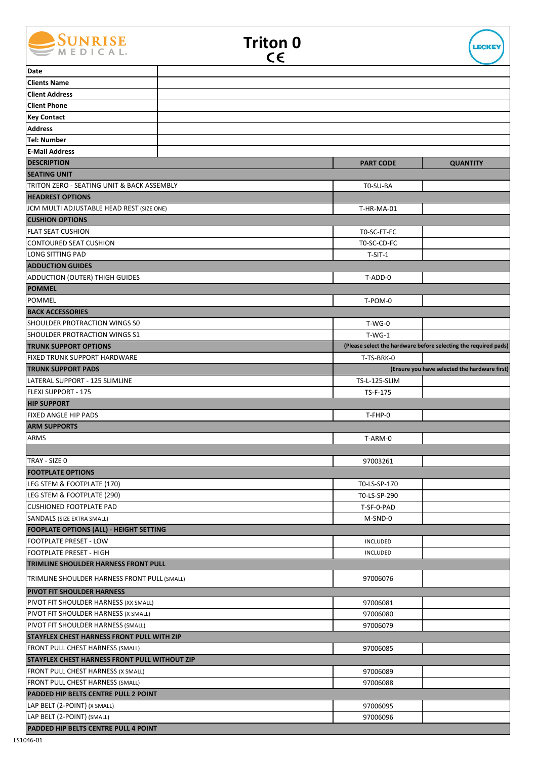# Triton 0

CE

| | |
|---|---|
| **Date** | |
| **Clients Name** | |
| **Client Address** | |
| **Client Phone** | |
| **Key Contact** | |
| **Address** | |
| **Tel: Number** | |
| **E-Mail Address** | |

| **DESCRIPTION** | **PART CODE** | **QUANTITY** |
|---|---|---|
| **SEATING UNIT** | | |
| TRITON ZERO - SEATING UNIT & BACK ASSEMBLY | T0-SU-BA | |
| **HEADREST OPTIONS** | | |
| JCM MULTI ADJUSTABLE HEAD REST (SIZE ONE) | T-HR-MA-01 | |
| **CUSHION OPTIONS** | | |
| FLAT SEAT CUSHION | T0-SC-FT-FC | |
| CONTOURED SEAT CUSHION | T0-SC-CD-FC | |
| LONG SITTING PAD | T-SIT-1 | |
| **ADDUCTION GUIDES** | | |
| ADDUCTION (OUTER) THIGH GUIDES | T-ADD-0 | |
| **POMMEL** | | |
| POMMEL | T-POM-0 | |
| **BACK ACCESSORIES** | | |
| SHOULDER PROTRACTION WINGS S0 | T-WG-0 | |
| SHOULDER PROTRACTION WINGS S1 | T-WG-1 | |
| **TRUNK SUPPORT OPTIONS** | **(Please select the hardware before selecting the required pads)** | |
| FIXED TRUNK SUPPORT HARDWARE | T-TS-BRK-0 | |
| **TRUNK SUPPORT PADS** | | **(Ensure you have selected the hardware first)** |
| LATERAL SUPPORT - 125 SLIMLINE | TS-L-125-SLIM | |
| FLEXI SUPPORT - 175 | TS-F-175 | |
| **HIP SUPPORT** | | |
| FIXED ANGLE HIP PADS | T-FHP-0 | |
| **ARM SUPPORTS** | | |
| ARMS | T-ARM-0 | |
| | | |
| TRAY - SIZE 0 | 97003261 | |
| **FOOTPLATE OPTIONS** | | |
| LEG STEM & FOOTPLATE (170) | T0-LS-SP-170 | |
| LEG STEM & FOOTPLATE (290) | T0-LS-SP-290 | |
| CUSHIONED FOOTPLATE PAD | T-SF-0-PAD | |
| SANDALS (SIZE EXTRA SMALL) | M-SND-0 | |
| **FOOPLATE OPTIONS (ALL) - HEIGHT SETTING** | | |
| FOOTPLATE PRESET - LOW | INCLUDED | |
| FOOTPLATE PRESET - HIGH | INCLUDED | |
| **TRIMLINE SHOULDER HARNESS FRONT PULL** | | |
| TRIMLINE SHOULDER HARNESS FRONT PULL (SMALL) | 97006076 | |
| **PIVOT FIT SHOULDER HARNESS** | | |
| PIVOT FIT SHOULDER HARNESS (XX SMALL) | 97006081 | |
| PIVOT FIT SHOULDER HARNESS (X SMALL) | 97006080 | |
| PIVOT FIT SHOULDER HARNESS (SMALL) | 97006079 | |
| **STAYFLEX CHEST HARNESS FRONT PULL WITH ZIP** | | |
| FRONT PULL CHEST HARNESS (SMALL) | 97006085 | |
| **STAYFLEX CHEST HARNESS FRONT PULL WITHOUT ZIP** | | |
| FRONT PULL CHEST HARNESS (X SMALL) | 97006089 | |
| FRONT PULL CHEST HARNESS (SMALL) | 97006088 | |
| **PADDED HIP BELTS CENTRE PULL 2 POINT** | | |
| LAP BELT (2-POINT) (X SMALL) | 97006095 | |
| LAP BELT (2-POINT) (SMALL) | 97006096 | |
| **PADDED HIP BELTS CENTRE PULL 4 POINT** | | |

LS1046-01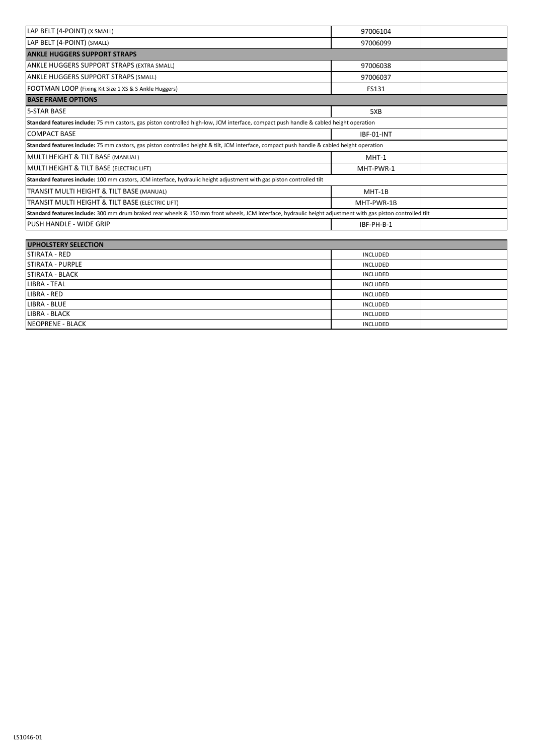| | | |
|---|---|---|
| LAP BELT (4-POINT) (X SMALL) | 97006104 | |
| LAP BELT (4-POINT) (SMALL) | 97006099 | |
| **ANKLE HUGGERS SUPPORT STRAPS** | | |
| ANKLE HUGGERS SUPPORT STRAPS (EXTRA SMALL) | 97006038 | |
| ANKLE HUGGERS SUPPORT STRAPS (SMALL) | 97006037 | |
| FOOTMAN LOOP (Fixing Kit Size 1 XS & S Ankle Huggers) | FS131 | |
| **BASE FRAME OPTIONS** | | |
| 5-STAR BASE | 5XB | |
| **Standard features include:** 75 mm castors, gas piston controlled high-low, JCM interface, compact push handle & cabled height operation | | |
| COMPACT BASE | IBF-01-INT | |
| **Standard features include:** 75 mm castors, gas piston controlled height & tilt, JCM interface, compact push handle & cabled height operation | | |
| MULTI HEIGHT & TILT BASE (MANUAL) | MHT-1 | |
| MULTI HEIGHT & TILT BASE (ELECTRIC LIFT) | MHT-PWR-1 | |
| **Standard features include:** 100 mm castors, JCM interface, hydraulic height adjustment with gas piston controlled tilt | | |
| TRANSIT MULTI HEIGHT & TILT BASE (MANUAL) | MHT-1B | |
| TRANSIT MULTI HEIGHT & TILT BASE (ELECTRIC LIFT) | MHT-PWR-1B | |
| **Standard features include:** 300 mm drum braked rear wheels & 150 mm front wheels, JCM interface, hydraulic height adjustment with gas piston controlled tilt | | |
| PUSH HANDLE - WIDE GRIP | IBF-PH-B-1 | |

| **UPHOLSTERY SELECTION** | | |
|---|---|---|
| STIRATA - RED | INCLUDED | |
| STIRATA - PURPLE | INCLUDED | |
| STIRATA - BLACK | INCLUDED | |
| LIBRA - TEAL | INCLUDED | |
| LIBRA - RED | INCLUDED | |
| LIBRA - BLUE | INCLUDED | |
| LIBRA - BLACK | INCLUDED | |
| NEOPRENE - BLACK | INCLUDED | |

LS1046-01